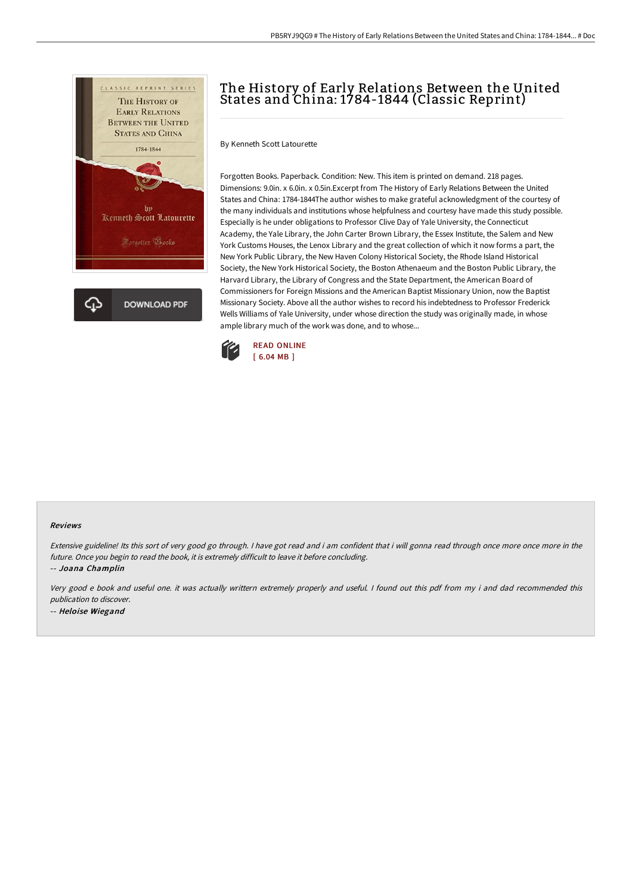# The History of Early Relations Between the United States and China: 1784-1844 (Classic Reprint)

By Kenneth Scott Latourette

Forgotten Books. Paperback. Condition: New. This item is printed on demand. 218 pages. Dimensions: 9.0in. x 6.0in. x 0.5in.Excerpt from The History of Early Relations Between the United States and China: 1784-1844The author wishes to make grateful acknowledgment of the courtesy of the many individuals and institutions whose helpfulness and courtesy have made this study possible. Especially is he under obligations to Professor Clive Day of Yale University, the Connecticut Academy, the Yale Library, the John Carter Brown Library, the Essex Institute, the Salem and New York Customs Houses, the Lenox Library and the great collection of which it now forms a part, the New York Public Library, the New Haven Colony Historical Society, the Rhode Island Historical Society, the New York Historical Society, the Boston Athenaeum and the Boston Public Library, the Harvard Library, the Library of Congress and the State Department, the American Board of Commissioners for Foreign Missions and the American Baptist Missionary Union, now the Baptist Missionary Society. Above all the author wishes to record his indebtedness to Professor Frederick Wells Williams of Yale University, under whose direction the study was originally made, in whose ample library much of the work was done, and to whose...

DOWNLOAD PDF

READ ONLINE
[ 6.04 MB ]

### Reviews

*Extensive guideline! Its this sort of very good go through. I have got read and i am confident that i will gonna read through once more once more in the future. Once you begin to read the book, it is extremely difficult to leave it before concluding.*

-- ***Joana Champlin***

*Very good e book and useful one. it was actually writtern extremely properly and useful. I found out this pdf from my i and dad recommended this publication to discover.*

-- ***Heloise Wiegand***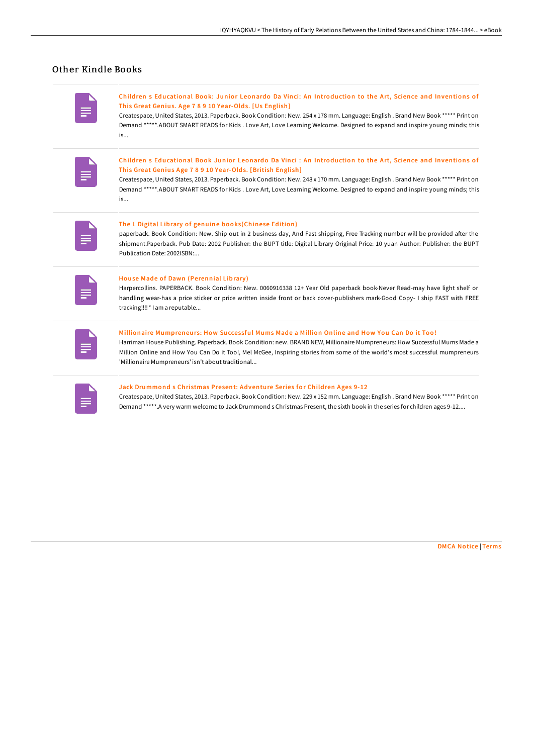## Other Kindle Books

### Children s Educational Book: Junior Leonardo Da Vinci: An Introduction to the Art, Science and Inventions of This Great Genius. Age 7 8 9 10 Year-Olds. [Us English]

Createspace, United States, 2013. Paperback. Book Condition: New. 254 x 178 mm. Language: English . Brand New Book ***** Print on Demand *****.ABOUT SMART READS for Kids . Love Art, Love Learning Welcome. Designed to expand and inspire young minds; this is...

### Children s Educational Book Junior Leonardo Da Vinci : An Introduction to the Art, Science and Inventions of This Great Genius Age 7 8 9 10 Year-Olds. [British English]

Createspace, United States, 2013. Paperback. Book Condition: New. 248 x 170 mm. Language: English . Brand New Book ***** Print on Demand *****.ABOUT SMART READS for Kids . Love Art, Love Learning Welcome. Designed to expand and inspire young minds; this is...

### The L Digital Library of genuine books(Chinese Edition)

paperback. Book Condition: New. Ship out in 2 business day, And Fast shipping, Free Tracking number will be provided after the shipment.Paperback. Pub Date: 2002 Publisher: the BUPT title: Digital Library Original Price: 10 yuan Author: Publisher: the BUPT Publication Date: 2002ISBN:...

### House Made of Dawn (Perennial Library)

Harpercollins. PAPERBACK. Book Condition: New. 0060916338 12+ Year Old paperback book-Never Read-may have light shelf or handling wear-has a price sticker or price written inside front or back cover-publishers mark-Good Copy- I ship FAST with FREE tracking!!!! * I am a reputable...

### Millionaire Mumpreneurs: How Successful Mums Made a Million Online and How You Can Do it Too!

Harriman House Publishing. Paperback. Book Condition: new. BRAND NEW, Millionaire Mumpreneurs: How Successful Mums Made a Million Online and How You Can Do it Too!, Mel McGee, Inspiring stories from some of the world's most successful mumpreneurs 'Millionaire Mumpreneurs' isn't about traditional...

### Jack Drummond s Christmas Present: Adventure Series for Children Ages 9-12

Createspace, United States, 2013. Paperback. Book Condition: New. 229 x 152 mm. Language: English . Brand New Book ***** Print on Demand *****.A very warm welcome to Jack Drummond s Christmas Present, the sixth book in the series for children ages 9-12....